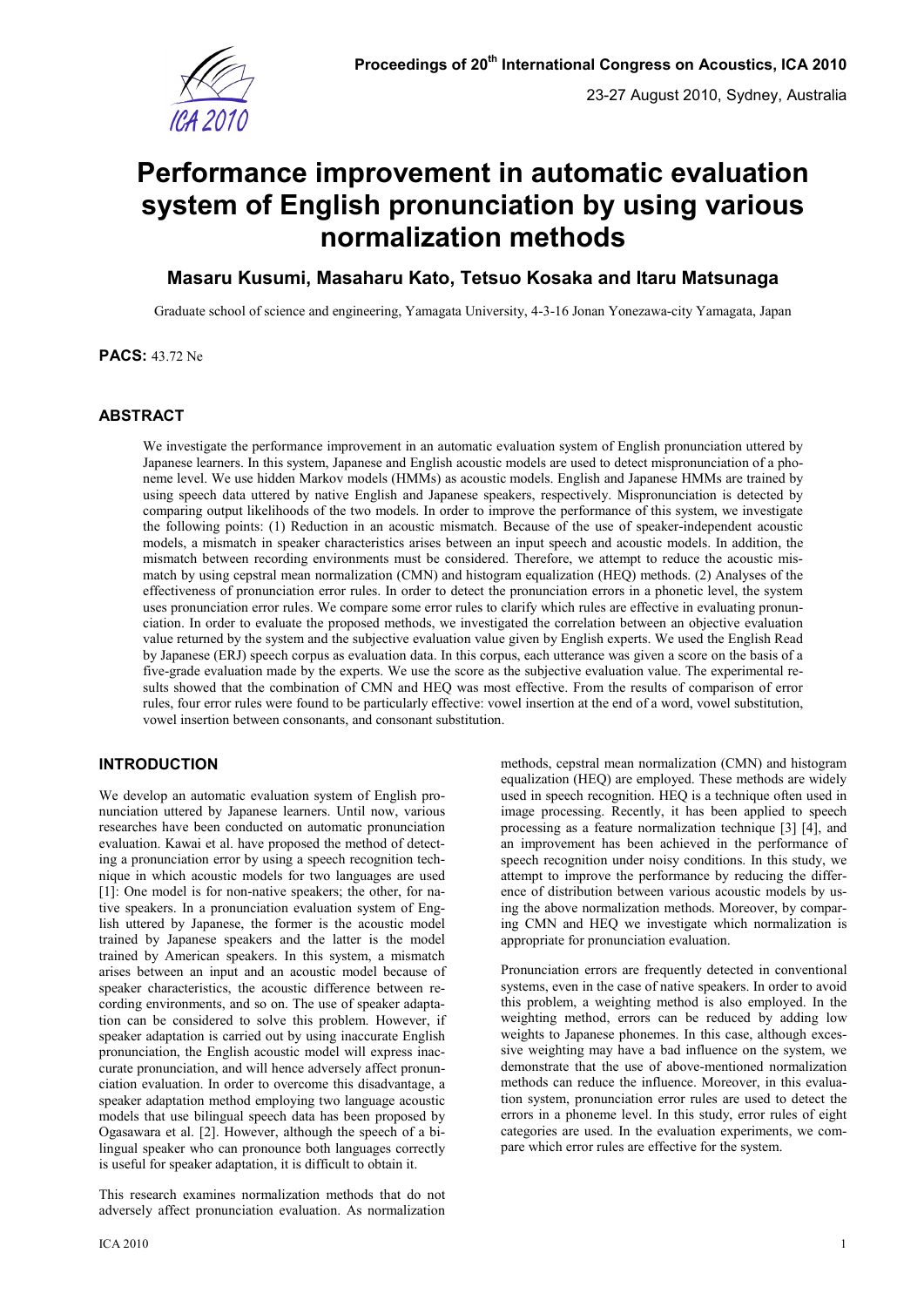# Performance improvement in automatic evaluation system of English pronunciation by using various normalization methods

**Masaru Kusumi, Masaharu Kato, Tetsuo Kosaka and Itaru Matsunaga**

Graduate school of science and engineering, Yamagata University, 4-3-16 Jonan Yonezawa-city Yamagata, Japan

**PACS:** 43.72 Ne

## ABSTRACT

We investigate the performance improvement in an automatic evaluation system of English pronunciation uttered by Japanese learners. In this system, Japanese and English acoustic models are used to detect mispronunciation of a phoneme level. We use hidden Markov models (HMMs) as acoustic models. English and Japanese HMMs are trained by using speech data uttered by native English and Japanese speakers, respectively. Mispronunciation is detected by comparing output likelihoods of the two models. In order to improve the performance of this system, we investigate the following points: (1) Reduction in an acoustic mismatch. Because of the use of speaker-independent acoustic models, a mismatch in speaker characteristics arises between an input speech and acoustic models. In addition, the mismatch between recording environments must be considered. Therefore, we attempt to reduce the acoustic mismatch by using cepstral mean normalization (CMN) and histogram equalization (HEQ) methods. (2) Analyses of the effectiveness of pronunciation error rules. In order to detect the pronunciation errors in a phonetic level, the system uses pronunciation error rules. We compare some error rules to clarify which rules are effective in evaluating pronunciation. In order to evaluate the proposed methods, we investigated the correlation between an objective evaluation value returned by the system and the subjective evaluation value given by English experts. We used the English Read by Japanese (ERJ) speech corpus as evaluation data. In this corpus, each utterance was given a score on the basis of a five-grade evaluation made by the experts. We use the score as the subjective evaluation value. The experimental results showed that the combination of CMN and HEQ was most effective. From the results of comparison of error rules, four error rules were found to be particularly effective: vowel insertion at the end of a word, vowel substitution, vowel insertion between consonants, and consonant substitution.

## INTRODUCTION

We develop an automatic evaluation system of English pronunciation uttered by Japanese learners. Until now, various researches have been conducted on automatic pronunciation evaluation. Kawai et al. have proposed the method of detecting a pronunciation error by using a speech recognition technique in which acoustic models for two languages are used [1]: One model is for non-native speakers; the other, for native speakers. In a pronunciation evaluation system of English uttered by Japanese, the former is the acoustic model trained by Japanese speakers and the latter is the model trained by American speakers. In this system, a mismatch arises between an input and an acoustic model because of speaker characteristics, the acoustic difference between recording environments, and so on. The use of speaker adaptation can be considered to solve this problem. However, if speaker adaptation is carried out by using inaccurate English pronunciation, the English acoustic model will express inaccurate pronunciation, and will hence adversely affect pronunciation evaluation. In order to overcome this disadvantage, a speaker adaptation method employing two language acoustic models that use bilingual speech data has been proposed by Ogasawara et al. [2]. However, although the speech of a bilingual speaker who can pronounce both languages correctly is useful for speaker adaptation, it is difficult to obtain it.

This research examines normalization methods that do not adversely affect pronunciation evaluation. As normalization methods, cepstral mean normalization (CMN) and histogram equalization (HEQ) are employed. These methods are widely used in speech recognition. HEQ is a technique often used in image processing. Recently, it has been applied to speech processing as a feature normalization technique [3] [4], and an improvement has been achieved in the performance of speech recognition under noisy conditions. In this study, we attempt to improve the performance by reducing the difference of distribution between various acoustic models by using the above normalization methods. Moreover, by comparing CMN and HEQ we investigate which normalization is appropriate for pronunciation evaluation.

Pronunciation errors are frequently detected in conventional systems, even in the case of native speakers. In order to avoid this problem, a weighting method is also employed. In the weighting method, errors can be reduced by adding low weights to Japanese phonemes. In this case, although excessive weighting may have a bad influence on the system, we demonstrate that the use of above-mentioned normalization methods can reduce the influence. Moreover, in this evaluation system, pronunciation error rules are used to detect the errors in a phoneme level. In this study, error rules of eight categories are used. In the evaluation experiments, we compare which error rules are effective for the system.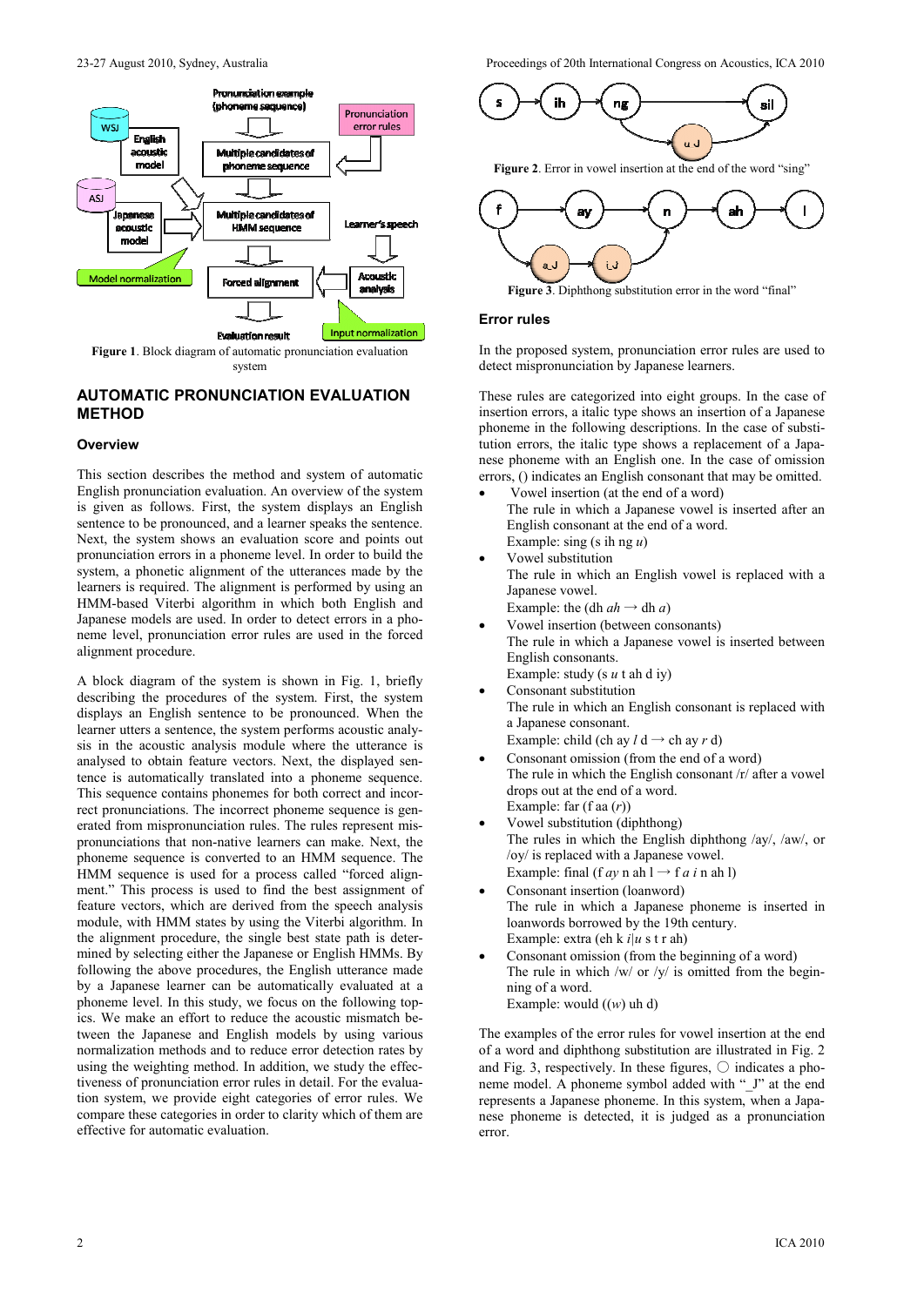Figure 1. Block diagram of automatic pronunciation evaluation system

## AUTOMATIC PRONUNCIATION EVALUATION METHOD

### Overview

This section describes the method and system of automatic English pronunciation evaluation. An overview of the system is given as follows. First, the system displays an English sentence to be pronounced, and a learner speaks the sentence. Next, the system shows an evaluation score and points out pronunciation errors in a phoneme level. In order to build the system, a phonetic alignment of the utterances made by the learners is required. The alignment is performed by using an HMM-based Viterbi algorithm in which both English and Japanese models are used. In order to detect errors in a phoneme level, pronunciation error rules are used in the forced alignment procedure.

A block diagram of the system is shown in Fig. 1, briefly describing the procedures of the system. First, the system displays an English sentence to be pronounced. When the learner utters a sentence, the system performs acoustic analysis in the acoustic analysis module where the utterance is analysed to obtain feature vectors. Next, the displayed sentence is automatically translated into a phoneme sequence. This sequence contains phonemes for both correct and incorrect pronunciations. The incorrect phoneme sequence is generated from mispronunciation rules. The rules represent mispronunciations that non-native learners can make. Next, the phoneme sequence is converted to an HMM sequence. The HMM sequence is used for a process called "forced alignment." This process is used to find the best assignment of feature vectors, which are derived from the speech analysis module, with HMM states by using the Viterbi algorithm. In the alignment procedure, the single best state path is determined by selecting either the Japanese or English HMMs. By following the above procedures, the English utterance made by a Japanese learner can be automatically evaluated at a phoneme level. In this study, we focus on the following topics. We make an effort to reduce the acoustic mismatch between the Japanese and English models by using various normalization methods and to reduce error detection rates by using the weighting method. In addition, we study the effectiveness of pronunciation error rules in detail. For the evaluation system, we provide eight categories of error rules. We compare these categories in order to clarity which of them are effective for automatic evaluation.

Figure 2. Error in vowel insertion at the end of the word "sing"

Figure 3. Diphthong substitution error in the word "final"

### Error rules

In the proposed system, pronunciation error rules are used to detect mispronunciation by Japanese learners.

These rules are categorized into eight groups. In the case of insertion errors, a italic type shows an insertion of a Japanese phoneme in the following descriptions. In the case of substitution errors, the italic type shows a replacement of a Japanese phoneme with an English one. In the case of omission errors, () indicates an English consonant that may be omitted.

- Vowel insertion (at the end of a word)
  The rule in which a Japanese vowel is inserted after an English consonant at the end of a word.
  Example: sing (s ih ng *u*)
- Vowel substitution
  The rule in which an English vowel is replaced with a Japanese vowel.
  Example: the (dh *ah* → dh *a*)
- Vowel insertion (between consonants)
  The rule in which a Japanese vowel is inserted between English consonants.
  Example: study (s *u* t ah d iy)
- Consonant substitution
  The rule in which an English consonant is replaced with a Japanese consonant.
  Example: child (ch ay *l* d → ch ay *r* d)
- Consonant omission (from the end of a word)
  The rule in which the English consonant /r/ after a vowel drops out at the end of a word.
  Example: far (f aa (*r*))
- Vowel substitution (diphthong)
  The rules in which the English diphthong /ay/, /aw/, or /oy/ is replaced with a Japanese vowel.
  Example: final (f *ay* n ah l → f *a i* n ah l)
- Consonant insertion (loanword)
  The rule in which a Japanese phoneme is inserted in loanwords borrowed by the 19th century.
  Example: extra (eh k *i*|*u* s t r ah)
- Consonant omission (from the beginning of a word)
  The rule in which /w/ or /y/ is omitted from the beginning of a word.
  Example: would ((*w*) uh d)

The examples of the error rules for vowel insertion at the end of a word and diphthong substitution are illustrated in Fig. 2 and Fig. 3, respectively. In these figures, ○ indicates a phoneme model. A phoneme symbol added with "_J" at the end represents a Japanese phoneme. In this system, when a Japanese phoneme is detected, it is judged as a pronunciation error.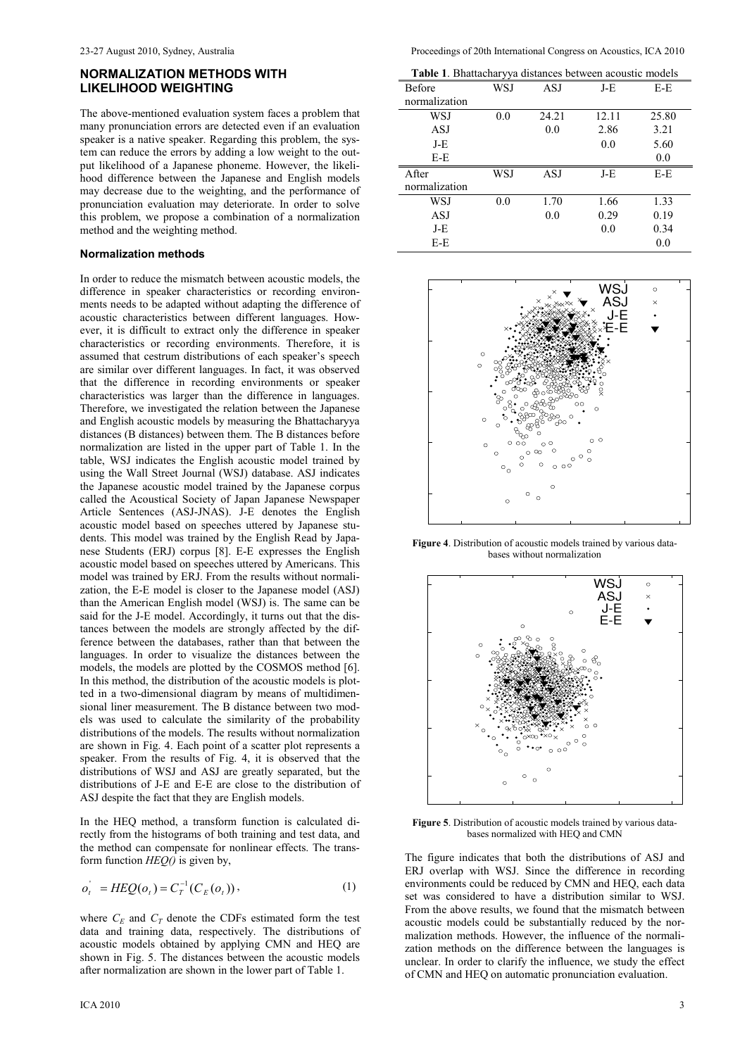## NORMALIZATION METHODS WITH LIKELIHOOD WEIGHTING

The above-mentioned evaluation system faces a problem that many pronunciation errors are detected even if an evaluation speaker is a native speaker. Regarding this problem, the system can reduce the errors by adding a low weight to the output likelihood of a Japanese phoneme. However, the likelihood difference between the Japanese and English models may decrease due to the weighting, and the performance of pronunciation evaluation may deteriorate. In order to solve this problem, we propose a combination of a normalization method and the weighting method.

### Normalization methods

In order to reduce the mismatch between acoustic models, the difference in speaker characteristics or recording environments needs to be adapted without adapting the difference of acoustic characteristics between different languages. However, it is difficult to extract only the difference in speaker characteristics or recording environments. Therefore, it is assumed that cestrum distributions of each speaker's speech are similar over different languages. In fact, it was observed that the difference in recording environments or speaker characteristics was larger than the difference in languages. Therefore, we investigated the relation between the Japanese and English acoustic models by measuring the Bhattacharyya distances (B distances) between them. The B distances before normalization are listed in the upper part of Table 1. In the table, WSJ indicates the English acoustic model trained by using the Wall Street Journal (WSJ) database. ASJ indicates the Japanese acoustic model trained by the Japanese corpus called the Acoustical Society of Japan Japanese Newspaper Article Sentences (ASJ-JNAS). J-E denotes the English acoustic model based on speeches uttered by Japanese students. This model was trained by the English Read by Japanese Students (ERJ) corpus [8]. E-E expresses the English acoustic model based on speeches uttered by Americans. This model was trained by ERJ. From the results without normalization, the E-E model is closer to the Japanese model (ASJ) than the American English model (WSJ) is. The same can be said for the J-E model. Accordingly, it turns out that the distances between the models are strongly affected by the difference between the databases, rather than that between the languages. In order to visualize the distances between the models, the models are plotted by the COSMOS method [6]. In this method, the distribution of the acoustic models is plotted in a two-dimensional diagram by means of multidimensional liner measurement. The B distance between two models was used to calculate the similarity of the probability distributions of the models. The results without normalization are shown in Fig. 4. Each point of a scatter plot represents a speaker. From the results of Fig. 4, it is observed that the distributions of WSJ and ASJ are greatly separated, but the distributions of J-E and E-E are close to the distribution of ASJ despite the fact that they are English models.

In the HEQ method, a transform function is calculated directly from the histograms of both training and test data, and the method can compensate for nonlinear effects. The transform function *HEQ()* is given by,

$$o_t^{'} = HEQ(o_t) = C_T^{-1}(C_E(o_t)), \quad (1)$$

where $C_E$ and $C_T$ denote the CDFs estimated form the test data and training data, respectively. The distributions of acoustic models obtained by applying CMN and HEQ are shown in Fig. 5. The distances between the acoustic models after normalization are shown in the lower part of Table 1.

**Table 1**. Bhattacharyya distances between acoustic models

| Before normalization | WSJ | ASJ | J-E | E-E |
|---|---|---|---|---|
| WSJ | 0.0 | 24.21 | 12.11 | 25.80 |
| ASJ | | 0.0 | 2.86 | 3.21 |
| J-E | | | 0.0 | 5.60 |
| E-E | | | | 0.0 |
| **After normalization** | **WSJ** | **ASJ** | **J-E** | **E-E** |
| WSJ | 0.0 | 1.70 | 1.66 | 1.33 |
| ASJ | | 0.0 | 0.29 | 0.19 |
| J-E | | | 0.0 | 0.34 |
| E-E | | | | 0.0 |

**Figure 4**. Distribution of acoustic models trained by various databases without normalization

**Figure 5**. Distribution of acoustic models trained by various databases normalized with HEQ and CMN

The figure indicates that both the distributions of ASJ and ERJ overlap with WSJ. Since the difference in recording environments could be reduced by CMN and HEQ, each data set was considered to have a distribution similar to WSJ. From the above results, we found that the mismatch between acoustic models could be substantially reduced by the normalization methods. However, the influence of the normalization methods on the difference between the languages is unclear. In order to clarify the influence, we study the effect of CMN and HEQ on automatic pronunciation evaluation.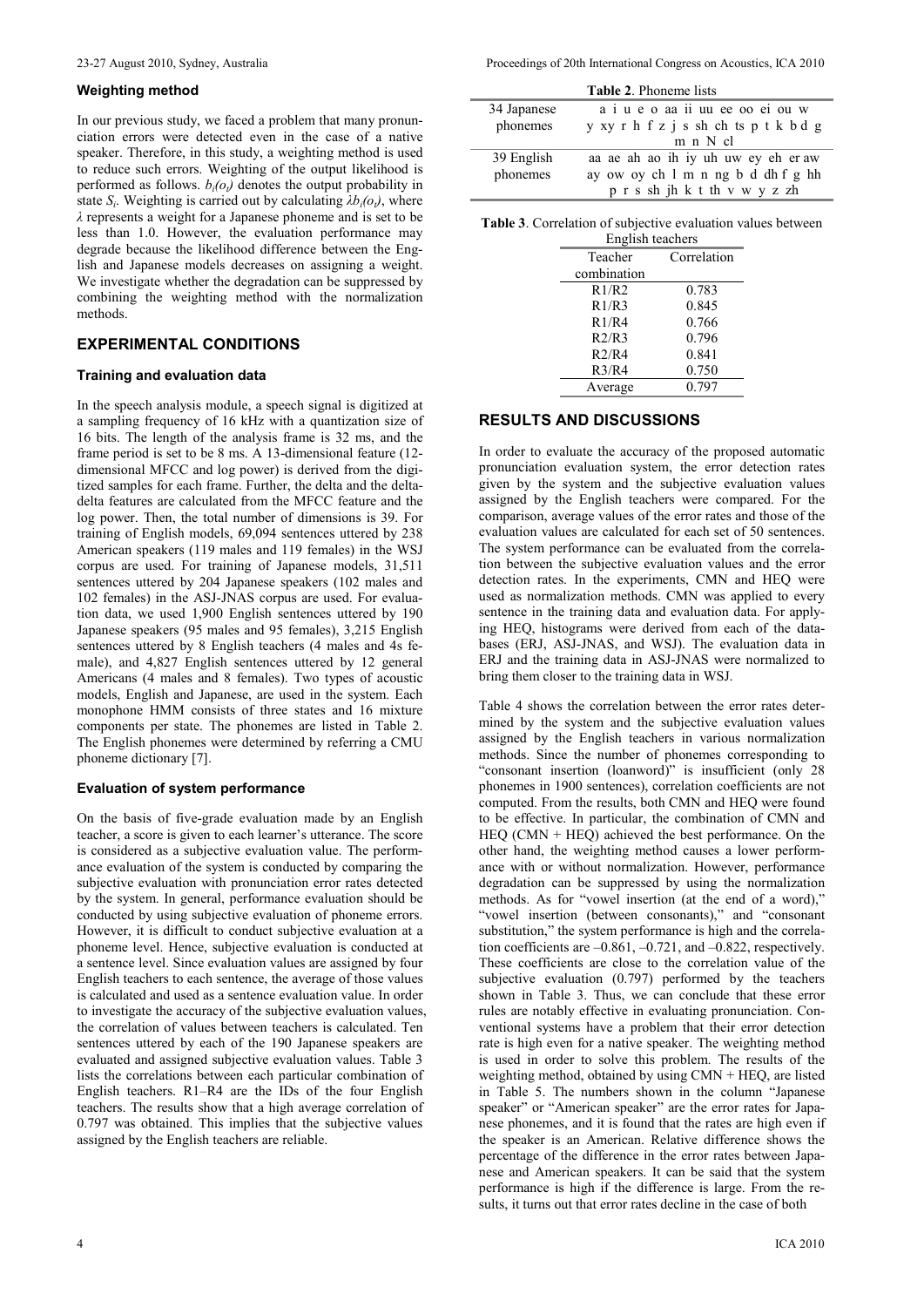### Weighting method

In our previous study, we faced a problem that many pronunciation errors were detected even in the case of a native speaker. Therefore, in this study, a weighting method is used to reduce such errors. Weighting of the output likelihood is performed as follows. $b_i(o_t)$ denotes the output probability in state $S_i$. Weighting is carried out by calculating $\lambda b_i(o_t)$, where $\lambda$ represents a weight for a Japanese phoneme and is set to be less than 1.0. However, the evaluation performance may degrade because the likelihood difference between the English and Japanese models decreases on assigning a weight. We investigate whether the degradation can be suppressed by combining the weighting method with the normalization methods.

## EXPERIMENTAL CONDITIONS

### Training and evaluation data

In the speech analysis module, a speech signal is digitized at a sampling frequency of 16 kHz with a quantization size of 16 bits. The length of the analysis frame is 32 ms, and the frame period is set to be 8 ms. A 13-dimensional feature (12-dimensional MFCC and log power) is derived from the digitized samples for each frame. Further, the delta and the delta-delta features are calculated from the MFCC feature and the log power. Then, the total number of dimensions is 39. For training of English models, 69,094 sentences uttered by 238 American speakers (119 males and 119 females) in the WSJ corpus are used. For training of Japanese models, 31,511 sentences uttered by 204 Japanese speakers (102 males and 102 females) in the ASJ-JNAS corpus are used. For evaluation data, we used 1,900 English sentences uttered by 190 Japanese speakers (95 males and 95 females), 3,215 English sentences uttered by 8 English teachers (4 males and 4s female), and 4,827 English sentences uttered by 12 general Americans (4 males and 8 females). Two types of acoustic models, English and Japanese, are used in the system. Each monophone HMM consists of three states and 16 mixture components per state. The phonemes are listed in Table 2. The English phonemes were determined by referring a CMU phoneme dictionary [7].

**Table 2**. Phoneme lists

| | |
|---|---|
| 34 Japanese phonemes | a i u e o aa ii uu ee oo ei ou w y xy r h f z j s sh ch ts p t k b d g m n N cl |
| 39 English phonemes | aa ae ah ao ih iy uh uw ey eh er aw ay ow oy ch l m n ng b d dh f g hh p r s sh jh k t th v w y z zh |

### Evaluation of system performance

On the basis of five-grade evaluation made by an English teacher, a score is given to each learner's utterance. The score is considered as a subjective evaluation value. The performance evaluation of the system is conducted by comparing the subjective evaluation with pronunciation error rates detected by the system. In general, performance evaluation should be conducted by using subjective evaluation of phoneme errors. However, it is difficult to conduct subjective evaluation at a phoneme level. Hence, subjective evaluation is conducted at a sentence level. Since evaluation values are assigned by four English teachers to each sentence, the average of those values is calculated and used as a sentence evaluation value. In order to investigate the accuracy of the subjective evaluation values, the correlation of values between teachers is calculated. Ten sentences uttered by each of the 190 Japanese speakers are evaluated and assigned subjective evaluation values. Table 3 lists the correlations between each particular combination of English teachers. R1–R4 are the IDs of the four English teachers. The results show that a high average correlation of 0.797 was obtained. This implies that the subjective values assigned by the English teachers are reliable.

**Table 3**. Correlation of subjective evaluation values between English teachers

| Teacher combination | Correlation |
|---|---|
| R1/R2 | 0.783 |
| R1/R3 | 0.845 |
| R1/R4 | 0.766 |
| R2/R3 | 0.796 |
| R2/R4 | 0.841 |
| R3/R4 | 0.750 |
| Average | 0.797 |

## RESULTS AND DISCUSSIONS

In order to evaluate the accuracy of the proposed automatic pronunciation evaluation system, the error detection rates given by the system and the subjective evaluation values assigned by the English teachers were compared. For the comparison, average values of the error rates and those of the evaluation values are calculated for each set of 50 sentences. The system performance can be evaluated from the correlation between the subjective evaluation values and the error detection rates. In the experiments, CMN and HEQ were used as normalization methods. CMN was applied to every sentence in the training data and evaluation data. For applying HEQ, histograms were derived from each of the databases (ERJ, ASJ-JNAS, and WSJ). The evaluation data in ERJ and the training data in ASJ-JNAS were normalized to bring them closer to the training data in WSJ.

Table 4 shows the correlation between the error rates determined by the system and the subjective evaluation values assigned by the English teachers in various normalization methods. Since the number of phonemes corresponding to "consonant insertion (loanword)" is insufficient (only 28 phonemes in 1900 sentences), correlation coefficients are not computed. From the results, both CMN and HEQ were found to be effective. In particular, the combination of CMN and HEQ (CMN + HEQ) achieved the best performance. On the other hand, the weighting method causes a lower performance with or without normalization. However, performance degradation can be suppressed by using the normalization methods. As for "vowel insertion (at the end of a word)," "vowel insertion (between consonants)," and "consonant substitution," the system performance is high and the correlation coefficients are –0.861, –0.721, and –0.822, respectively. These coefficients are close to the correlation value of the subjective evaluation (0.797) performed by the teachers shown in Table 3. Thus, we can conclude that these error rules are notably effective in evaluating pronunciation. Conventional systems have a problem that their error detection rate is high even for a native speaker. The weighting method is used in order to solve this problem. The results of the weighting method, obtained by using CMN + HEQ, are listed in Table 5. The numbers shown in the column "Japanese speaker" or "American speaker" are the error rates for Japanese phonemes, and it is found that the rates are high even if the speaker is an American. Relative difference shows the percentage of the difference in the error rates between Japanese and American speakers. It can be said that the system performance is high if the difference is large. From the results, it turns out that error rates decline in the case of both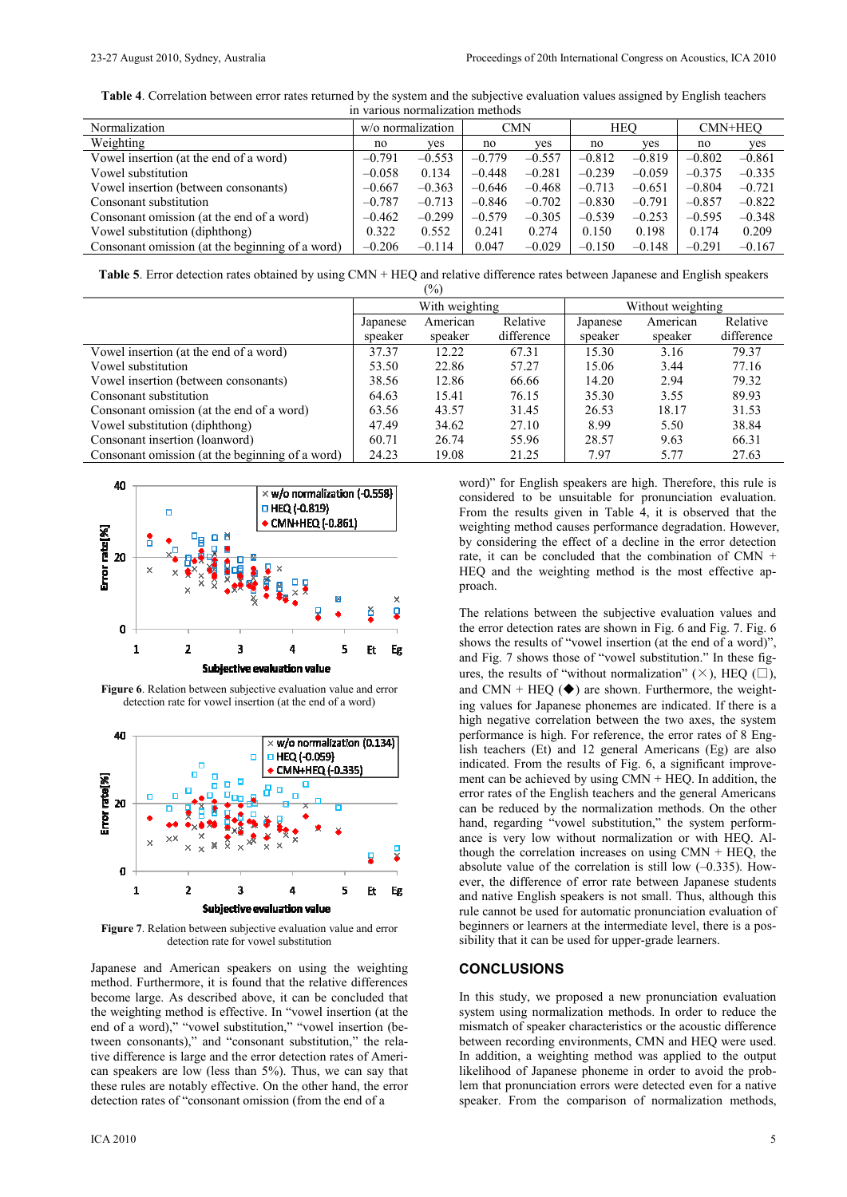**Table 4**. Correlation between error rates returned by the system and the subjective evaluation values assigned by English teachers in various normalization methods

| Normalization | w/o normalization | | CMN | | HEQ | | CMN+HEQ | |
|---|---|---|---|---|---|---|---|---|
| Weighting | no | yes | no | yes | no | yes | no | yes |
| Vowel insertion (at the end of a word) | −0.791 | −0.553 | −0.779 | −0.557 | −0.812 | −0.819 | −0.802 | −0.861 |
| Vowel substitution | −0.058 | 0.134 | −0.448 | −0.281 | −0.239 | −0.059 | −0.375 | −0.335 |
| Vowel insertion (between consonants) | −0.667 | −0.363 | −0.646 | −0.468 | −0.713 | −0.651 | −0.804 | −0.721 |
| Consonant substitution | −0.787 | −0.713 | −0.846 | −0.702 | −0.830 | −0.791 | −0.857 | −0.822 |
| Consonant omission (at the end of a word) | −0.462 | −0.299 | −0.579 | −0.305 | −0.539 | −0.253 | −0.595 | −0.348 |
| Vowel substitution (diphthong) | 0.322 | 0.552 | 0.241 | 0.274 | 0.150 | 0.198 | 0.174 | 0.209 |
| Consonant omission (at the beginning of a word) | −0.206 | −0.114 | 0.047 | −0.029 | −0.150 | −0.148 | −0.291 | −0.167 |

**Table 5**. Error detection rates obtained by using CMN + HEQ and relative difference rates between Japanese and English speakers (%)

| | With weighting | | | Without weighting | | |
|---|---|---|---|---|---|---|
| | Japanese speaker | American speaker | Relative difference | Japanese speaker | American speaker | Relative difference |
| Vowel insertion (at the end of a word) | 37.37 | 12.22 | 67.31 | 15.30 | 3.16 | 79.37 |
| Vowel substitution | 53.50 | 22.86 | 57.27 | 15.06 | 3.44 | 77.16 |
| Vowel insertion (between consonants) | 38.56 | 12.86 | 66.66 | 14.20 | 2.94 | 79.32 |
| Consonant substitution | 64.63 | 15.41 | 76.15 | 35.30 | 3.55 | 89.93 |
| Consonant omission (at the end of a word) | 63.56 | 43.57 | 31.45 | 26.53 | 18.17 | 31.53 |
| Vowel substitution (diphthong) | 47.49 | 34.62 | 27.10 | 8.99 | 5.50 | 38.84 |
| Consonant insertion (loanword) | 60.71 | 26.74 | 55.96 | 28.57 | 9.63 | 66.31 |
| Consonant omission (at the beginning of a word) | 24.23 | 19.08 | 21.25 | 7.97 | 5.77 | 27.63 |

**Figure 6**. Relation between subjective evaluation value and error detection rate for vowel insertion (at the end of a word)

**Figure 7**. Relation between subjective evaluation value and error detection rate for vowel substitution

Japanese and American speakers on using the weighting method. Furthermore, it is found that the relative differences become large. As described above, it can be concluded that the weighting method is effective. In "vowel insertion (at the end of a word)," "vowel substitution," "vowel insertion (between consonants)," and "consonant substitution," the relative difference is large and the error detection rates of American speakers are low (less than 5%). Thus, we can say that these rules are notably effective. On the other hand, the error detection rates of "consonant omission (from the end of a word)" for English speakers are high. Therefore, this rule is considered to be unsuitable for pronunciation evaluation. From the results given in Table 4, it is observed that the weighting method causes performance degradation. However, by considering the effect of a decline in the error detection rate, it can be concluded that the combination of CMN + HEQ and the weighting method is the most effective approach.

The relations between the subjective evaluation values and the error detection rates are shown in Fig. 6 and Fig. 7. Fig. 6 shows the results of "vowel insertion (at the end of a word)", and Fig. 7 shows those of "vowel substitution." In these figures, the results of "without normalization" (×), HEQ (□), and CMN + HEQ (◆) are shown. Furthermore, the weighting values for Japanese phonemes are indicated. If there is a high negative correlation between the two axes, the system performance is high. For reference, the error rates of 8 English teachers (Et) and 12 general Americans (Eg) are also indicated. From the results of Fig. 6, a significant improvement can be achieved by using CMN + HEQ. In addition, the error rates of the English teachers and the general Americans can be reduced by the normalization methods. On the other hand, regarding "vowel substitution," the system performance is very low without normalization or with HEQ. Although the correlation increases on using CMN + HEQ, the absolute value of the correlation is still low (−0.335). However, the difference of error rate between Japanese students and native English speakers is not small. Thus, although this rule cannot be used for automatic pronunciation evaluation of beginners or learners at the intermediate level, there is a possibility that it can be used for upper-grade learners.

## CONCLUSIONS

In this study, we proposed a new pronunciation evaluation system using normalization methods. In order to reduce the mismatch of speaker characteristics or the acoustic difference between recording environments, CMN and HEQ were used. In addition, a weighting method was applied to the output likelihood of Japanese phoneme in order to avoid the problem that pronunciation errors were detected even for a native speaker. From the comparison of normalization methods,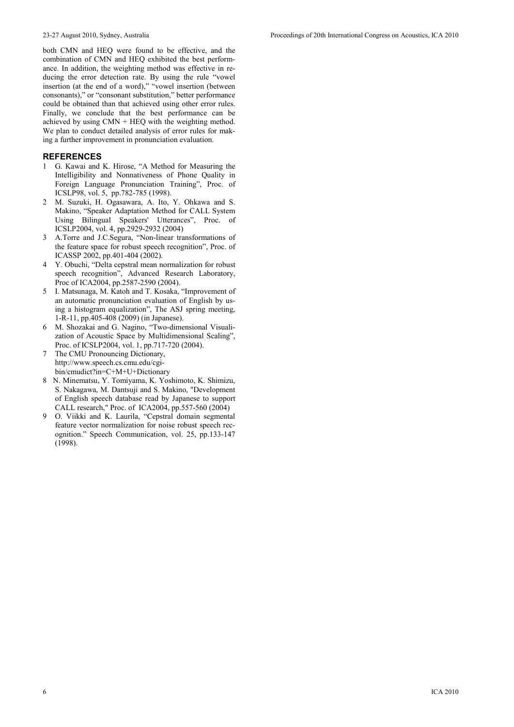both CMN and HEQ were found to be effective, and the combination of CMN and HEQ exhibited the best performance. In addition, the weighting method was effective in reducing the error detection rate. By using the rule "vowel insertion (at the end of a word)," "vowel insertion (between consonants)," or "consonant substitution," better performance could be obtained than that achieved using other error rules. Finally, we conclude that the best performance can be achieved by using CMN + HEQ with the weighting method. We plan to conduct detailed analysis of error rules for making a further improvement in pronunciation evaluation.

## REFERENCES

1. G. Kawai and K. Hirose, "A Method for Measuring the Intelligibility and Nonnativeness of Phone Quality in Foreign Language Pronunciation Training", Proc. of ICSLP98, vol. 5, pp.782-785 (1998).
2. M. Suzuki, H. Ogasawara, A. Ito, Y. Ohkawa and S. Makino, "Speaker Adaptation Method for CALL System Using Bilingual Speakers' Utterances", Proc. of ICSLP2004, vol. 4, pp.2929-2932 (2004)
3. A.Torre and J.C.Segura, "Non-linear transformations of the feature space for robust speech recognition", Proc. of ICASSP 2002, pp.401-404 (2002).
4. Y. Obuchi, "Delta cepstral mean normalization for robust speech recognition", Advanced Research Laboratory, Proc of ICA2004, pp.2587-2590 (2004).
5. I. Matsunaga, M. Katoh and T. Kosaka, "Improvement of an automatic pronunciation evaluation of English by using a histogram equalization", The ASJ spring meeting, 1-R-11, pp.405-408 (2009) (in Japanese).
6. M. Shozakai and G. Nagino, "Two-dimensional Visualization of Acoustic Space by Multidimensional Scaling", Proc. of ICSLP2004, vol. 1, pp.717-720 (2004).
7. The CMU Pronouncing Dictionary, http://www.speech.cs.cmu.edu/cgi-bin/cmudict?in=C+M+U+Dictionary
8. N. Minematsu, Y. Tomiyama, K. Yoshimoto, K. Shimizu, S. Nakagawa, M. Dantsuji and S. Makino, "Development of English speech database read by Japanese to support CALL research," Proc. of ICA2004, pp.557-560 (2004)
9. O. Viikki and K. Laurila, "Cepstral domain segmental feature vector normalization for noise robust speech recognition." Speech Communication, vol. 25, pp.133-147 (1998).